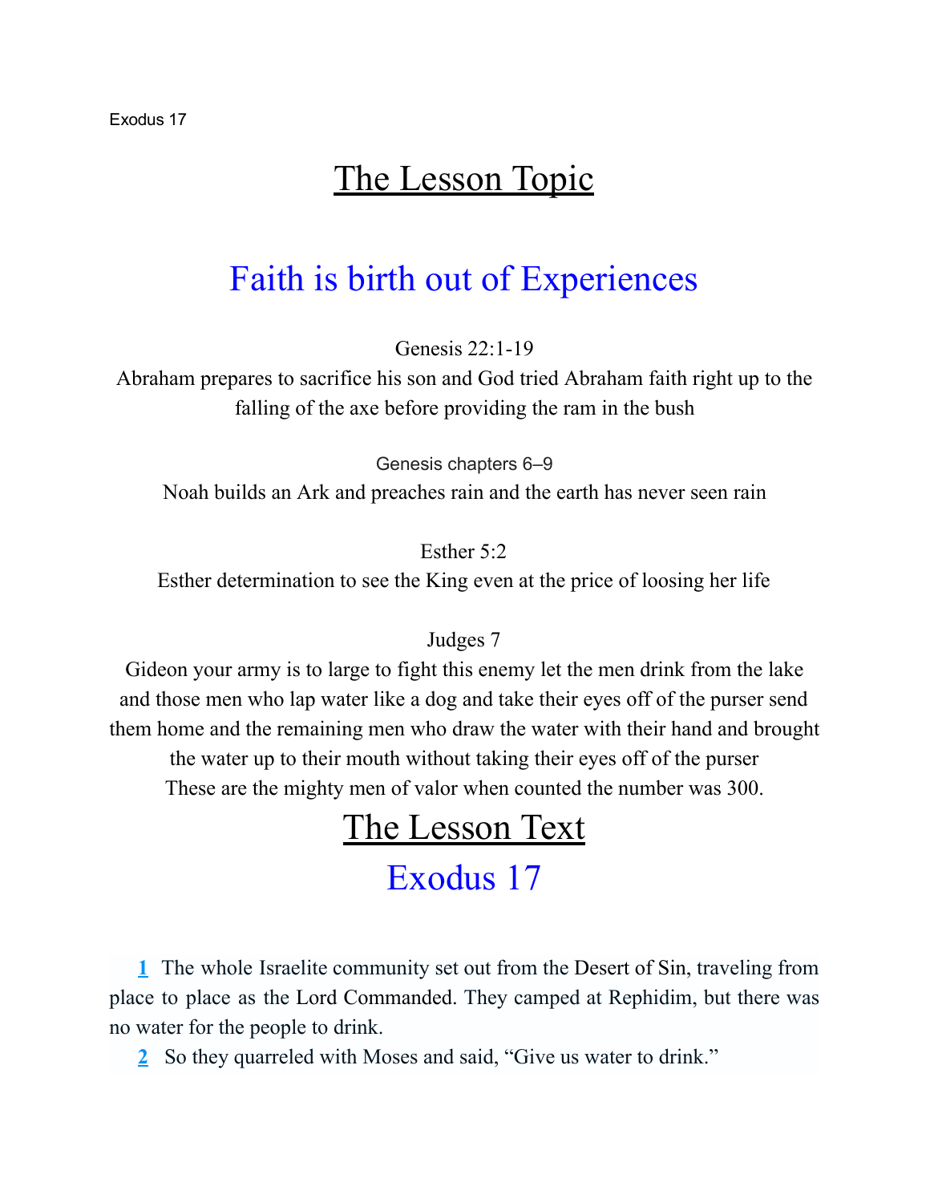Exodus 17

# The Lesson Topic

## Faith is birth out of Experiences

Genesis 22:1-19
Abraham prepares to sacrifice his son and God tried Abraham faith right up to the falling of the axe before providing the ram in the bush

Genesis chapters 6–9
Noah builds an Ark and preaches rain and the earth has never seen rain

Esther 5:2
Esther determination to see the King even at the price of loosing her life

Judges 7
Gideon your army is to large to fight this enemy let the men drink from the lake and those men who lap water like a dog and take their eyes off of the purser send them home and the remaining men who draw the water with their hand and brought the water up to their mouth without taking their eyes off of the purser
These are the mighty men of valor when counted the number was 300.

# The Lesson Text

## Exodus 17

**1** The whole Israelite community set out from the Desert of Sin, traveling from place to place as the Lord Commanded. They camped at Rephidim, but there was no water for the people to drink.

**2** So they quarreled with Moses and said, "Give us water to drink."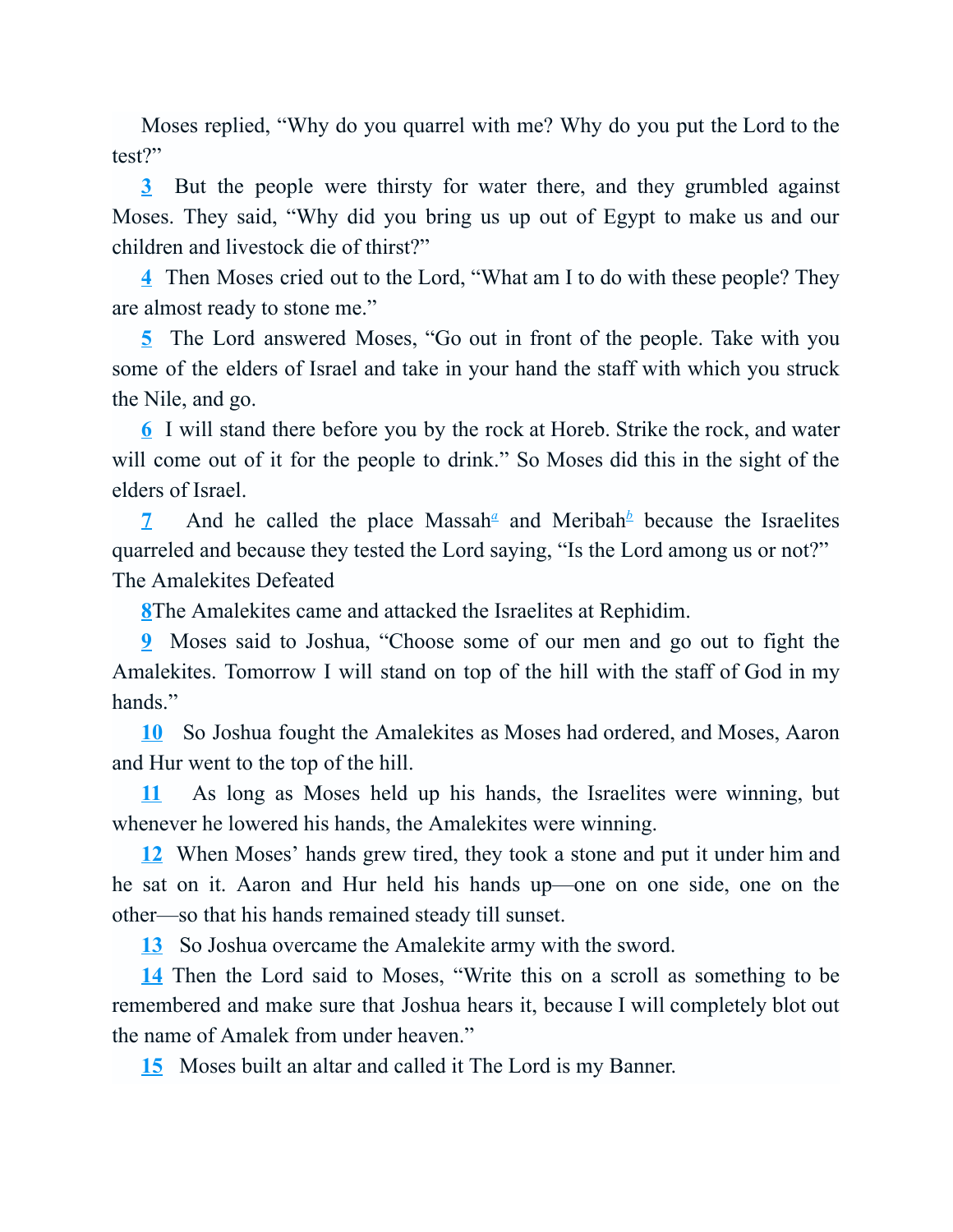Moses replied, “Why do you quarrel with me? Why do you put the Lord to the test?”

**3** But the people were thirsty for water there, and they grumbled against Moses. They said, “Why did you bring us up out of Egypt to make us and our children and livestock die of thirst?”

**4** Then Moses cried out to the Lord, “What am I to do with these people? They are almost ready to stone me.”

**5** The Lord answered Moses, “Go out in front of the people. Take with you some of the elders of Israel and take in your hand the staff with which you struck the Nile, and go.

**6** I will stand there before you by the rock at Horeb. Strike the rock, and water will come out of it for the people to drink.” So Moses did this in the sight of the elders of Israel.

**7** And he called the place Massah[a] and Meribah[b] because the Israelites quarreled and because they tested the Lord saying, “Is the Lord among us or not?”

The Amalekites Defeated

**8**The Amalekites came and attacked the Israelites at Rephidim.

**9** Moses said to Joshua, “Choose some of our men and go out to fight the Amalekites. Tomorrow I will stand on top of the hill with the staff of God in my hands.”

**10** So Joshua fought the Amalekites as Moses had ordered, and Moses, Aaron and Hur went to the top of the hill.

**11** As long as Moses held up his hands, the Israelites were winning, but whenever he lowered his hands, the Amalekites were winning.

**12** When Moses’ hands grew tired, they took a stone and put it under him and he sat on it. Aaron and Hur held his hands up—one on one side, one on the other—so that his hands remained steady till sunset.

**13** So Joshua overcame the Amalekite army with the sword.

**14** Then the Lord said to Moses, “Write this on a scroll as something to be remembered and make sure that Joshua hears it, because I will completely blot out the name of Amalek from under heaven.”

**15** Moses built an altar and called it The Lord is my Banner.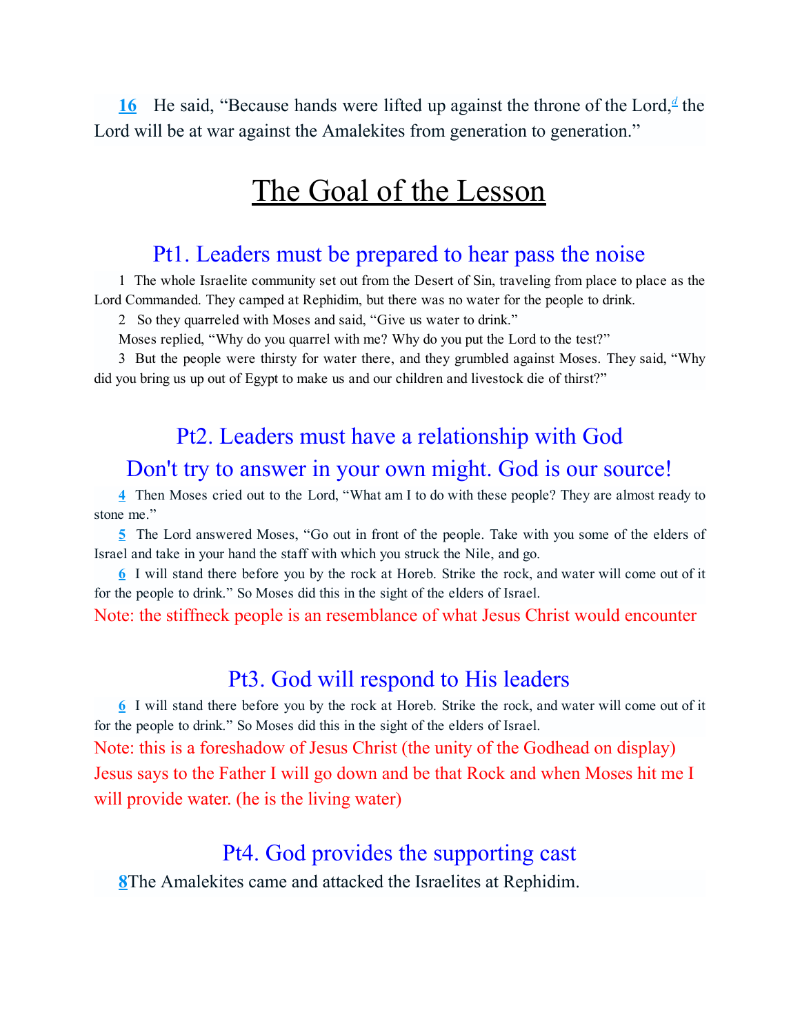**16** He said, "Because hands were lifted up against the throne of the Lord,[d] the Lord will be at war against the Amalekites from generation to generation."

# The Goal of the Lesson

## Pt1. Leaders must be prepared to hear pass the noise

1 The whole Israelite community set out from the Desert of Sin, traveling from place to place as the Lord Commanded. They camped at Rephidim, but there was no water for the people to drink.

2 So they quarreled with Moses and said, "Give us water to drink."

Moses replied, "Why do you quarrel with me? Why do you put the Lord to the test?"

3 But the people were thirsty for water there, and they grumbled against Moses. They said, "Why did you bring us up out of Egypt to make us and our children and livestock die of thirst?"

## Pt2. Leaders must have a relationship with God

## Don't try to answer in your own might. God is our source!

**4** Then Moses cried out to the Lord, "What am I to do with these people? They are almost ready to stone me."

**5** The Lord answered Moses, "Go out in front of the people. Take with you some of the elders of Israel and take in your hand the staff with which you struck the Nile, and go.

**6** I will stand there before you by the rock at Horeb. Strike the rock, and water will come out of it for the people to drink." So Moses did this in the sight of the elders of Israel.

Note: the stiffneck people is an resemblance of what Jesus Christ would encounter

## Pt3. God will respond to His leaders

**6** I will stand there before you by the rock at Horeb. Strike the rock, and water will come out of it for the people to drink." So Moses did this in the sight of the elders of Israel.

Note: this is a foreshadow of Jesus Christ (the unity of the Godhead on display) Jesus says to the Father I will go down and be that Rock and when Moses hit me I will provide water. (he is the living water)

## Pt4. God provides the supporting cast

**8** The Amalekites came and attacked the Israelites at Rephidim.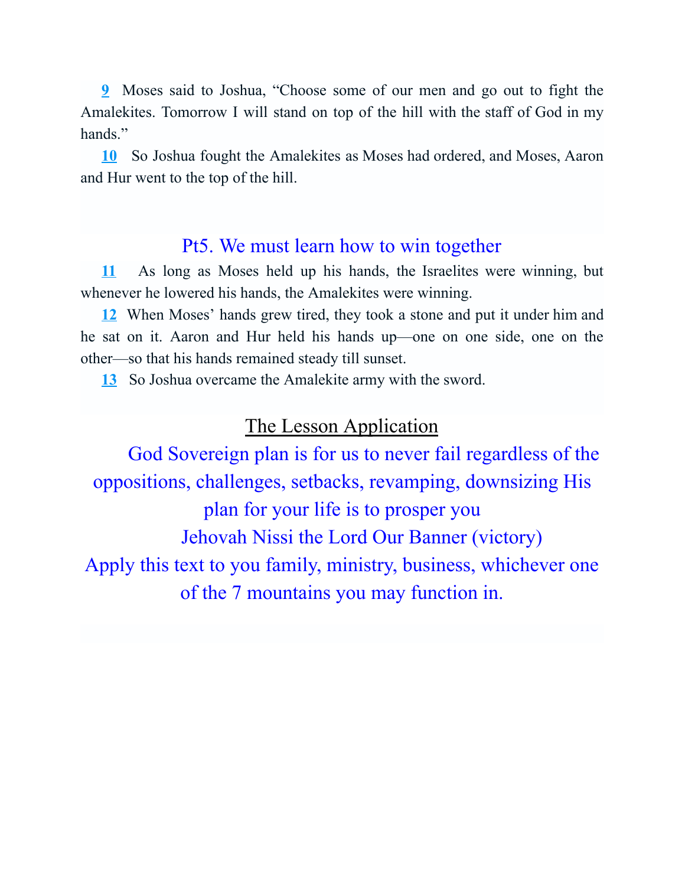**9** Moses said to Joshua, "Choose some of our men and go out to fight the Amalekites. Tomorrow I will stand on top of the hill with the staff of God in my hands."

**10** So Joshua fought the Amalekites as Moses had ordered, and Moses, Aaron and Hur went to the top of the hill.

## Pt5. We must learn how to win together

**11** As long as Moses held up his hands, the Israelites were winning, but whenever he lowered his hands, the Amalekites were winning.

**12** When Moses' hands grew tired, they took a stone and put it under him and he sat on it. Aaron and Hur held his hands up—one on one side, one on the other—so that his hands remained steady till sunset.

**13** So Joshua overcame the Amalekite army with the sword.

## The Lesson Application

God Sovereign plan is for us to never fail regardless of the oppositions, challenges, setbacks, revamping, downsizing His plan for your life is to prosper you

Jehovah Nissi the Lord Our Banner (victory)

Apply this text to you family, ministry, business, whichever one of the 7 mountains you may function in.